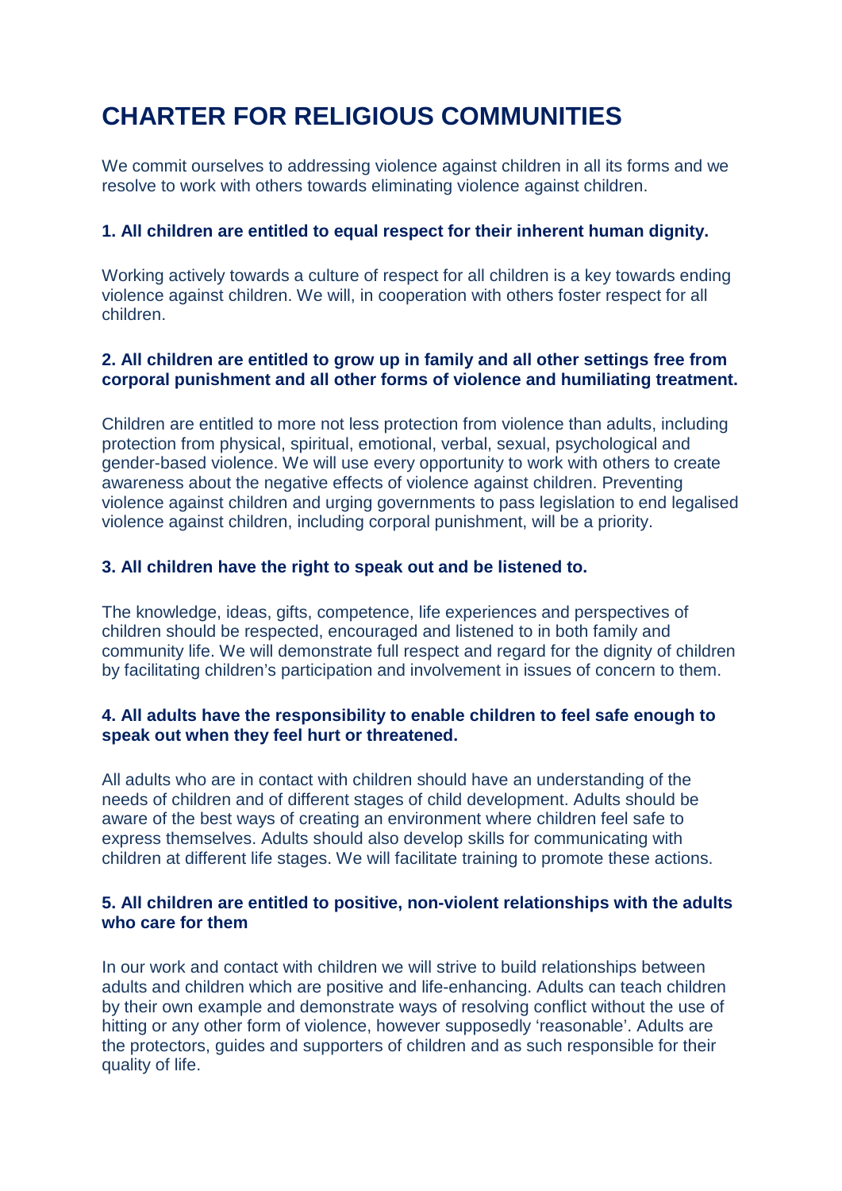# CHARTER FOR RELIGIOUS COMMUNITIES

We commit ourselves to addressing violence against children in all its forms and we resolve to work with others towards eliminating violence against children.

### 1. All children are entitled to equal respect for their inherent human dignity.

Working actively towards a culture of respect for all children is a key towards ending violence against children. We will, in cooperation with others foster respect for all children.

### 2. All children are entitled to grow up in family and all other settings free from corporal punishment and all other forms of violence and humiliating treatment.

Children are entitled to more not less protection from violence than adults, including protection from physical, spiritual, emotional, verbal, sexual, psychological and gender-based violence. We will use every opportunity to work with others to create awareness about the negative effects of violence against children. Preventing violence against children and urging governments to pass legislation to end legalised violence against children, including corporal punishment, will be a priority.

### 3. All children have the right to speak out and be listened to.

The knowledge, ideas, gifts, competence, life experiences and perspectives of children should be respected, encouraged and listened to in both family and community life. We will demonstrate full respect and regard for the dignity of children by facilitating children's participation and involvement in issues of concern to them.

### 4. All adults have the responsibility to enable children to feel safe enough to speak out when they feel hurt or threatened.

All adults who are in contact with children should have an understanding of the needs of children and of different stages of child development. Adults should be aware of the best ways of creating an environment where children feel safe to express themselves. Adults should also develop skills for communicating with children at different life stages. We will facilitate training to promote these actions.

### 5. All children are entitled to positive, non-violent relationships with the adults who care for them

In our work and contact with children we will strive to build relationships between adults and children which are positive and life-enhancing. Adults can teach children by their own example and demonstrate ways of resolving conflict without the use of hitting or any other form of violence, however supposedly 'reasonable'. Adults are the protectors, guides and supporters of children and as such responsible for their quality of life.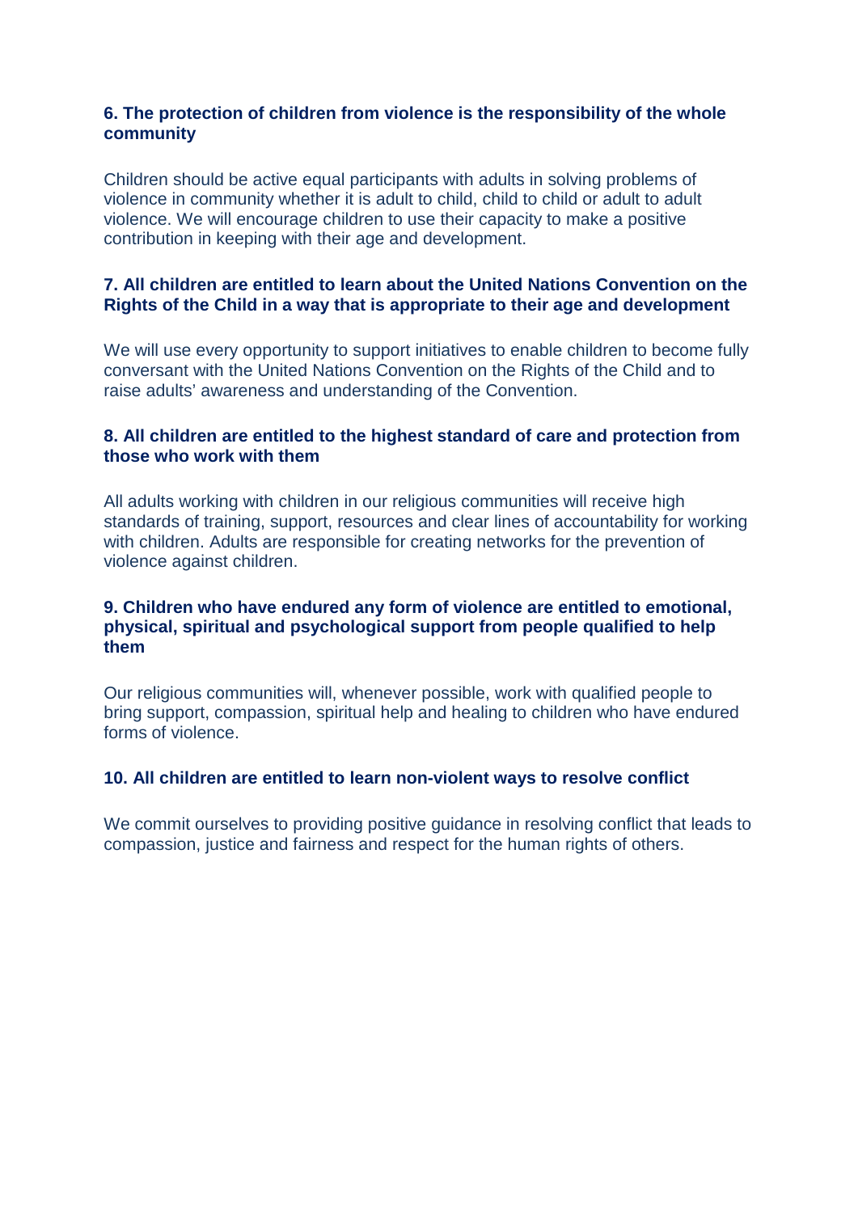**6. The protection of children from violence is the responsibility of the whole community**

Children should be active equal participants with adults in solving problems of violence in community whether it is adult to child, child to child or adult to adult violence. We will encourage children to use their capacity to make a positive contribution in keeping with their age and development.

**7. All children are entitled to learn about the United Nations Convention on the Rights of the Child in a way that is appropriate to their age and development**

We will use every opportunity to support initiatives to enable children to become fully conversant with the United Nations Convention on the Rights of the Child and to raise adults' awareness and understanding of the Convention.

**8. All children are entitled to the highest standard of care and protection from those who work with them**

All adults working with children in our religious communities will receive high standards of training, support, resources and clear lines of accountability for working with children. Adults are responsible for creating networks for the prevention of violence against children.

**9. Children who have endured any form of violence are entitled to emotional, physical, spiritual and psychological support from people qualified to help them**

Our religious communities will, whenever possible, work with qualified people to bring support, compassion, spiritual help and healing to children who have endured forms of violence.

**10. All children are entitled to learn non-violent ways to resolve conflict**

We commit ourselves to providing positive guidance in resolving conflict that leads to compassion, justice and fairness and respect for the human rights of others.